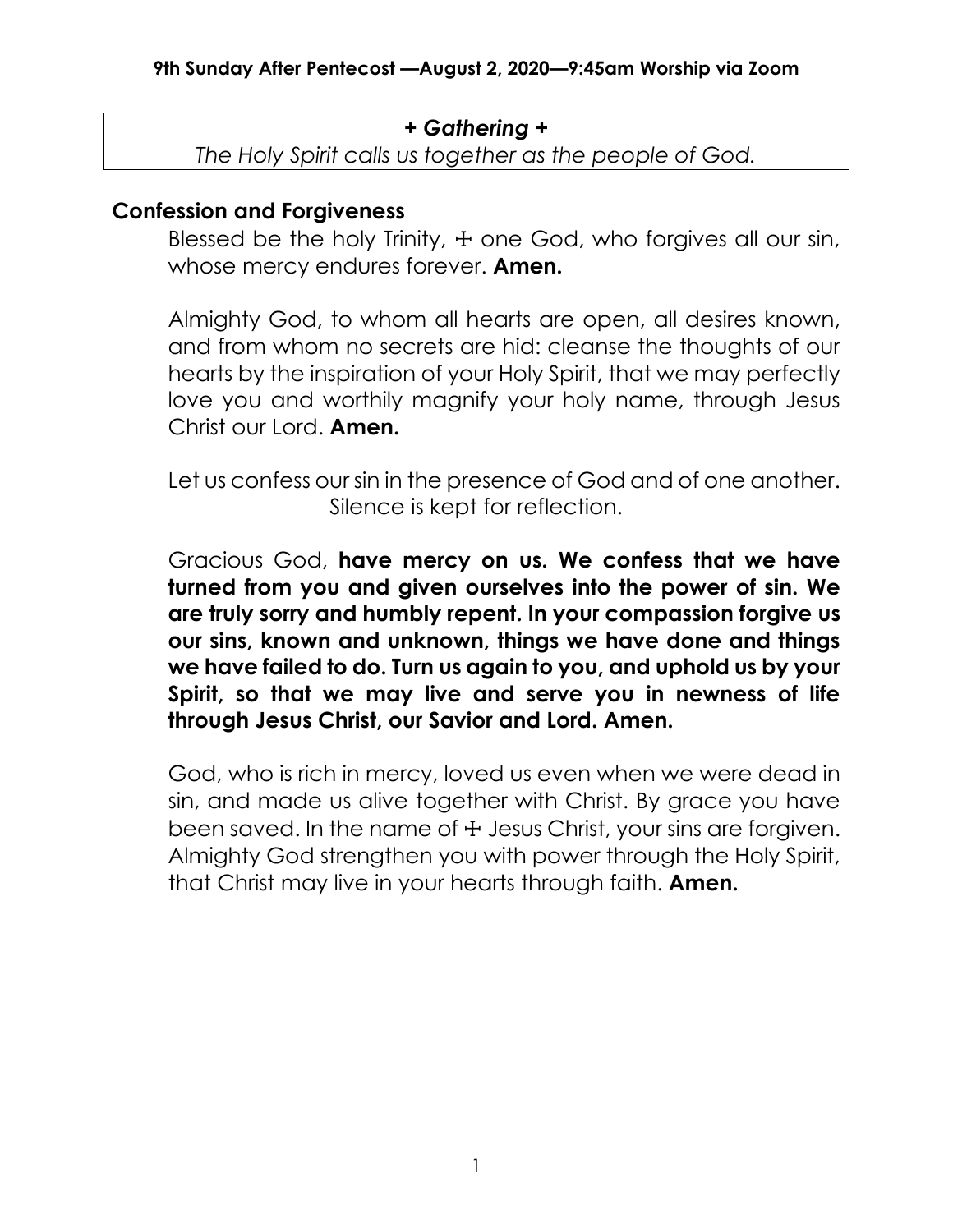**9th Sunday After Pentecost —August 2, 2020—9:45am Worship via Zoom**

***+ Gathering +***

*The Holy Spirit calls us together as the people of God.*

## Confession and Forgiveness

Blessed be the holy Trinity, ☩ one God, who forgives all our sin, whose mercy endures forever. **Amen.**

Almighty God, to whom all hearts are open, all desires known, and from whom no secrets are hid: cleanse the thoughts of our hearts by the inspiration of your Holy Spirit, that we may perfectly love you and worthily magnify your holy name, through Jesus Christ our Lord. **Amen.**

Let us confess our sin in the presence of God and of one another.

Silence is kept for reflection.

Gracious God, **have mercy on us. We confess that we have turned from you and given ourselves into the power of sin. We are truly sorry and humbly repent. In your compassion forgive us our sins, known and unknown, things we have done and things we have failed to do. Turn us again to you, and uphold us by your Spirit, so that we may live and serve you in newness of life through Jesus Christ, our Savior and Lord. Amen.**

God, who is rich in mercy, loved us even when we were dead in sin, and made us alive together with Christ. By grace you have been saved. In the name of ☩ Jesus Christ, your sins are forgiven. Almighty God strengthen you with power through the Holy Spirit, that Christ may live in your hearts through faith. **Amen.**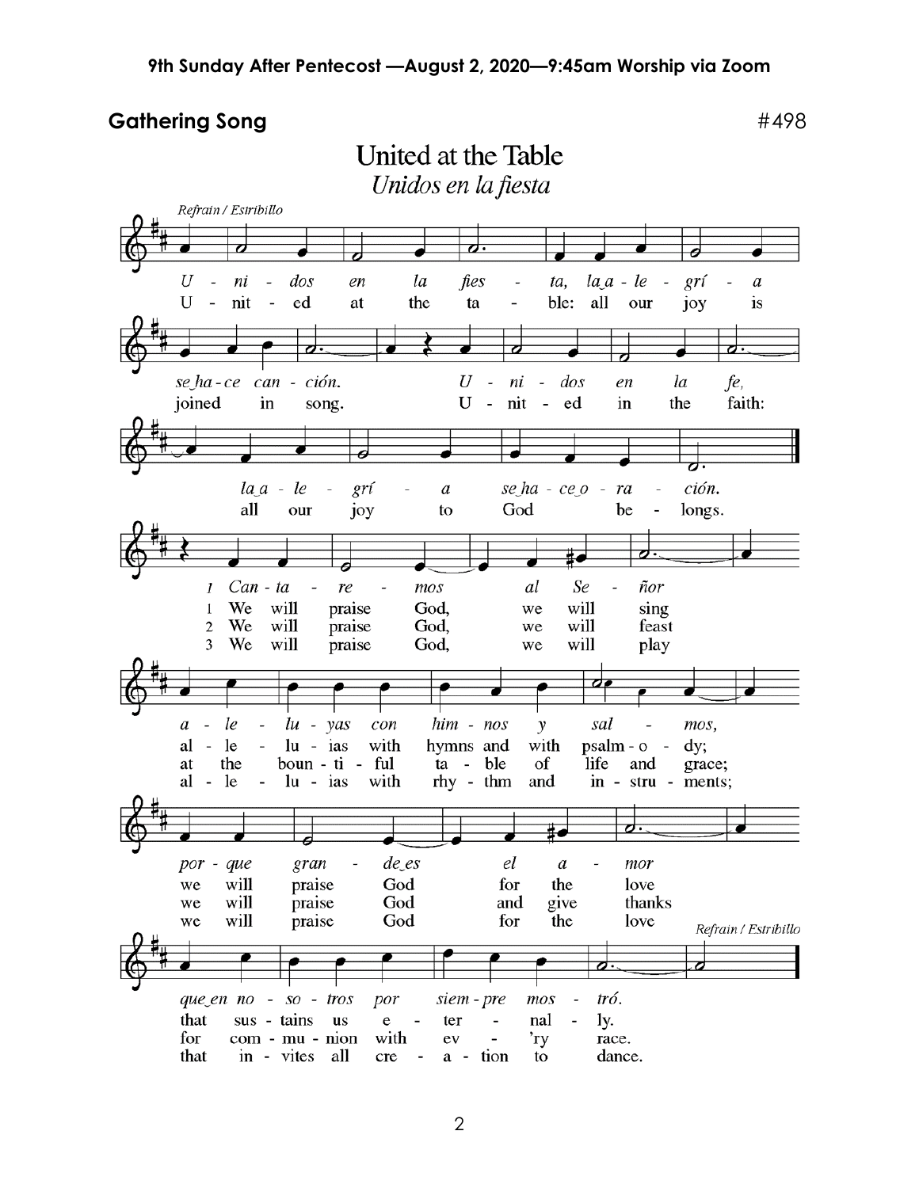## Gathering Song

#498

# United at the Table

*Unidos en la fiesta*

*Refrain / Estribillo*

*Unidos en la fiesta, la alegría se hace canción. Unidos en la fe, la alegría se hace oración.*

United at the table: all our joy is joined in song. United in the faith: all our joy to God belongs.

*1 Cantaremos al Señor aleluyas con himnos y salmos, porque grande es el amor que en nosotros por siempre mostró.*

1 We will praise God, we will sing alleluias with hymns and with psalmody; we will praise God for the love that sustains us eternally.

2 We will praise God, we will feast at the bountiful table of life and grace; we will praise God and give thanks for communion with ev'ry race.

3 We will praise God, we will play alleluias with rhythm and instruments; we will praise God for the love that invites all creation to dance.

*Refrain / Estribillo*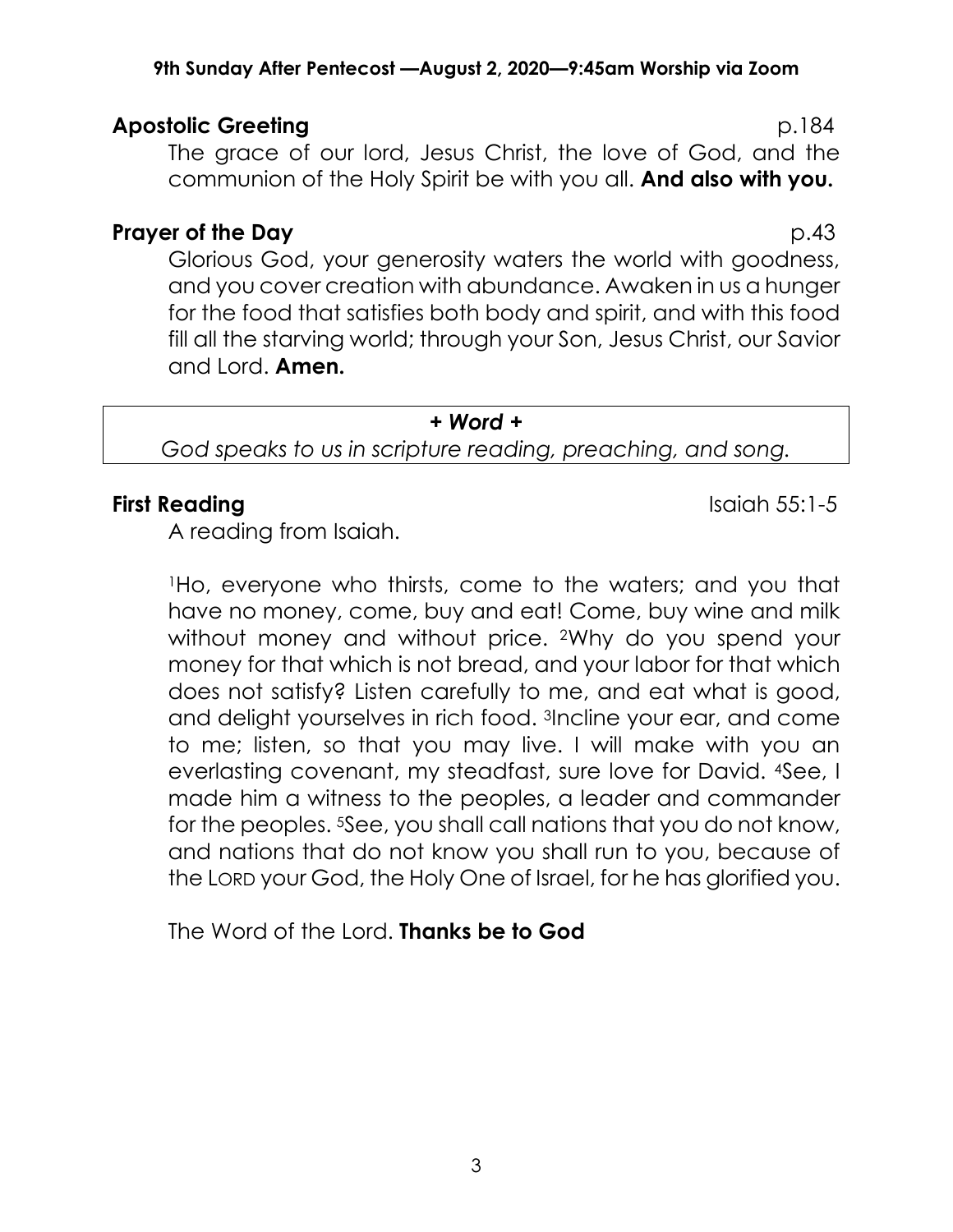**Apostolic Greeting** p.184

The grace of our lord, Jesus Christ, the love of God, and the communion of the Holy Spirit be with you all. **And also with you.**

**Prayer of the Day** p.43

Glorious God, your generosity waters the world with goodness, and you cover creation with abundance. Awaken in us a hunger for the food that satisfies both body and spirit, and with this food fill all the starving world; through your Son, Jesus Christ, our Savior and Lord. **Amen.**

***+ Word +***

*God speaks to us in scripture reading, preaching, and song.*

**First Reading** Isaiah 55:1-5

A reading from Isaiah.

[1]Ho, everyone who thirsts, come to the waters; and you that have no money, come, buy and eat! Come, buy wine and milk without money and without price. [2]Why do you spend your money for that which is not bread, and your labor for that which does not satisfy? Listen carefully to me, and eat what is good, and delight yourselves in rich food. [3]Incline your ear, and come to me; listen, so that you may live. I will make with you an everlasting covenant, my steadfast, sure love for David. [4]See, I made him a witness to the peoples, a leader and commander for the peoples. [5]See, you shall call nations that you do not know, and nations that do not know you shall run to you, because of the LORD your God, the Holy One of Israel, for he has glorified you.

The Word of the Lord. **Thanks be to God**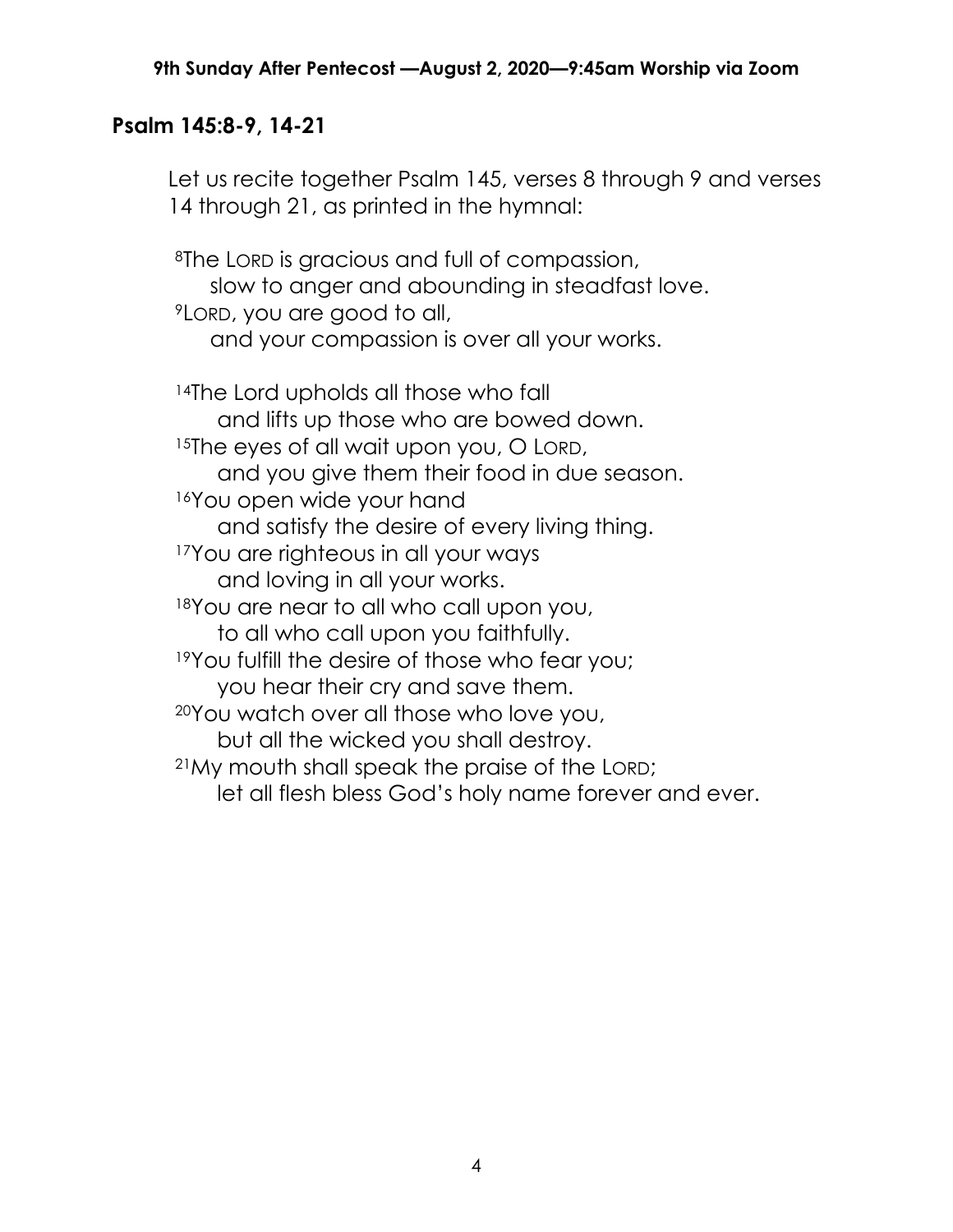## Psalm 145:8-9, 14-21

Let us recite together Psalm 145, verses 8 through 9 and verses 14 through 21, as printed in the hymnal:

[8]The LORD is gracious and full of compassion,
  slow to anger and abounding in steadfast love.
[9]LORD, you are good to all,
  and your compassion is over all your works.

[14]The Lord upholds all those who fall
  and lifts up those who are bowed down.
[15]The eyes of all wait upon you, O LORD,
  and you give them their food in due season.
[16]You open wide your hand
  and satisfy the desire of every living thing.
[17]You are righteous in all your ways
  and loving in all your works.
[18]You are near to all who call upon you,
  to all who call upon you faithfully.
[19]You fulfill the desire of those who fear you;
  you hear their cry and save them.
[20]You watch over all those who love you,
  but all the wicked you shall destroy.
[21]My mouth shall speak the praise of the LORD;
  let all flesh bless God's holy name forever and ever.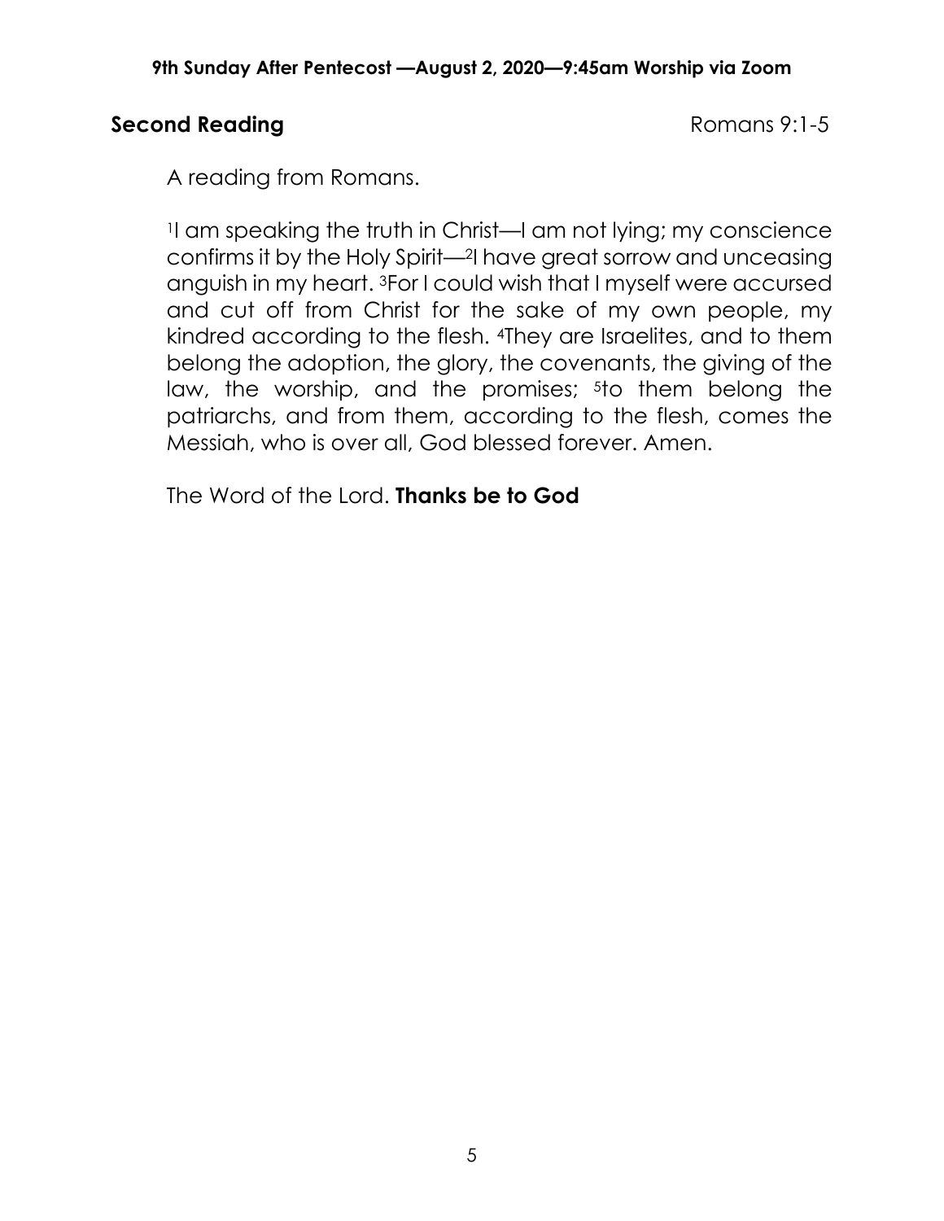**Second Reading** Romans 9:1-5

A reading from Romans.

[1]I am speaking the truth in Christ—I am not lying; my conscience confirms it by the Holy Spirit—[2]I have great sorrow and unceasing anguish in my heart. [3]For I could wish that I myself were accursed and cut off from Christ for the sake of my own people, my kindred according to the flesh. [4]They are Israelites, and to them belong the adoption, the glory, the covenants, the giving of the law, the worship, and the promises; [5]to them belong the patriarchs, and from them, according to the flesh, comes the Messiah, who is over all, God blessed forever. Amen.

The Word of the Lord. **Thanks be to God**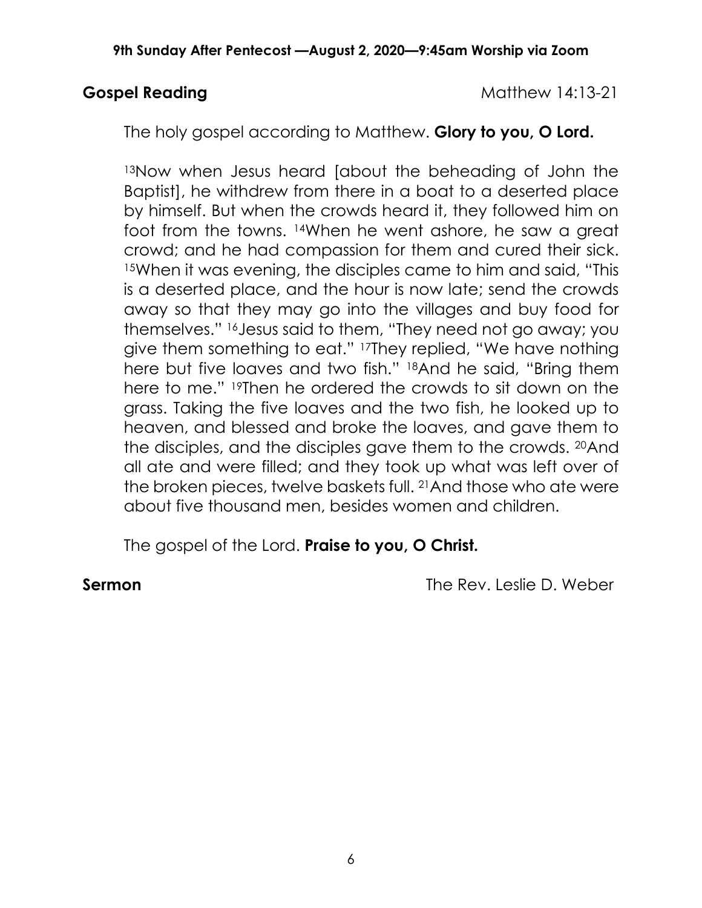**Gospel Reading** Matthew 14:13-21

The holy gospel according to Matthew. **Glory to you, O Lord.**

[13]Now when Jesus heard [about the beheading of John the Baptist], he withdrew from there in a boat to a deserted place by himself. But when the crowds heard it, they followed him on foot from the towns. [14]When he went ashore, he saw a great crowd; and he had compassion for them and cured their sick. [15]When it was evening, the disciples came to him and said, "This is a deserted place, and the hour is now late; send the crowds away so that they may go into the villages and buy food for themselves." [16]Jesus said to them, "They need not go away; you give them something to eat." [17]They replied, "We have nothing here but five loaves and two fish." [18]And he said, "Bring them here to me." [19]Then he ordered the crowds to sit down on the grass. Taking the five loaves and the two fish, he looked up to heaven, and blessed and broke the loaves, and gave them to the disciples, and the disciples gave them to the crowds. [20]And all ate and were filled; and they took up what was left over of the broken pieces, twelve baskets full. [21]And those who ate were about five thousand men, besides women and children.

The gospel of the Lord. **Praise to you, O Christ.**

**Sermon** The Rev. Leslie D. Weber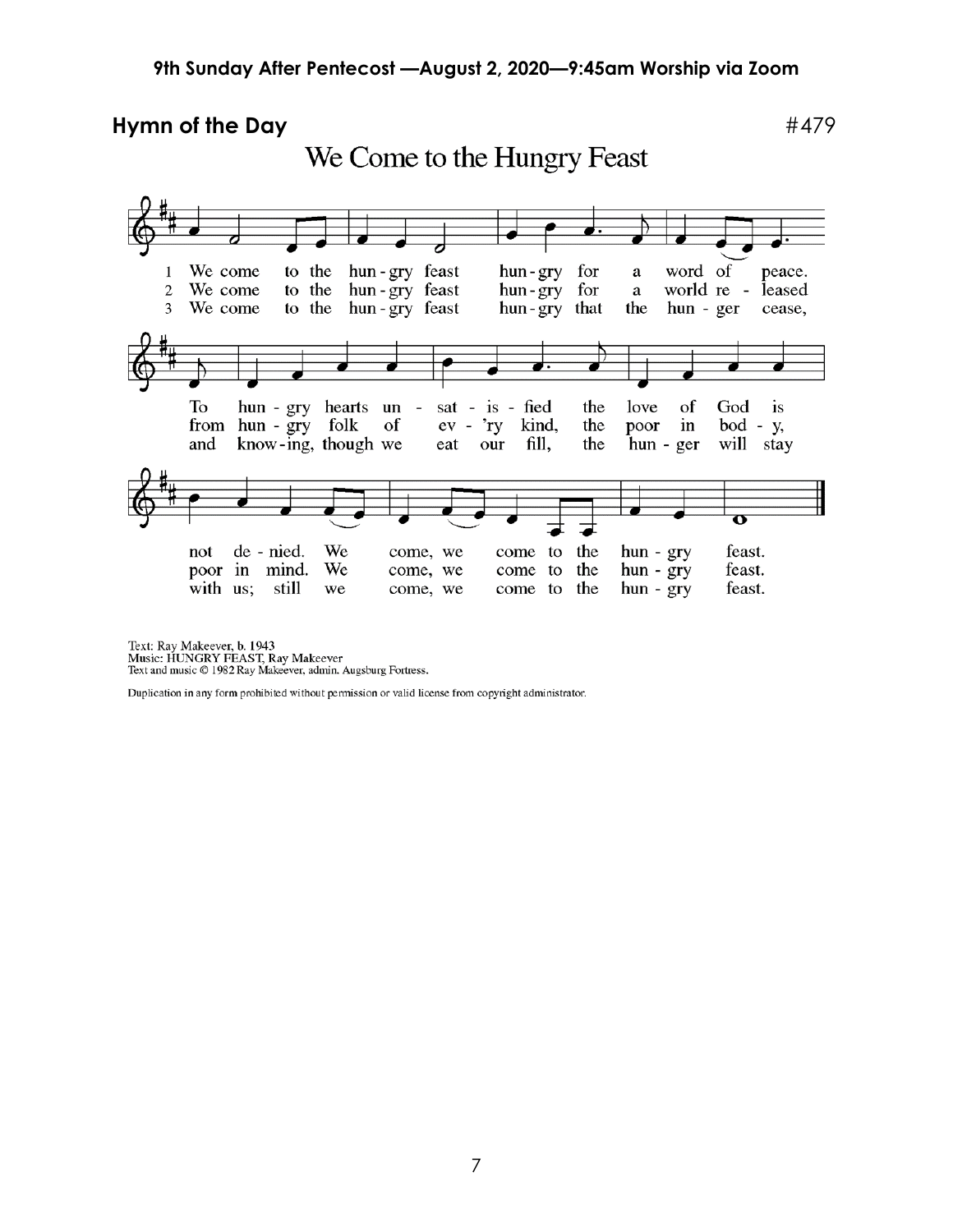## Hymn of the Day

#479

# We Come to the Hungry Feast

1 We come to the hungry feast hungry for a word of peace. To hungry hearts unsatisfied the love of God is not denied. We come, we come to the hungry feast.

2 We come to the hungry feast hungry for a world released from hungry folk of ev'ry kind, the poor in body, poor in mind. We come, we come to the hungry feast.

3 We come to the hungry feast hungry that the hunger cease, and knowing, though we eat our fill, the hunger will stay with us; still we come, we come to the hungry feast.

Text: Ray Makeever, b. 1943
Music: HUNGRY FEAST, Ray Makeever
Text and music © 1982 Ray Makeever, admin. Augsburg Fortress.

Duplication in any form prohibited without permission or valid license from copyright administrator.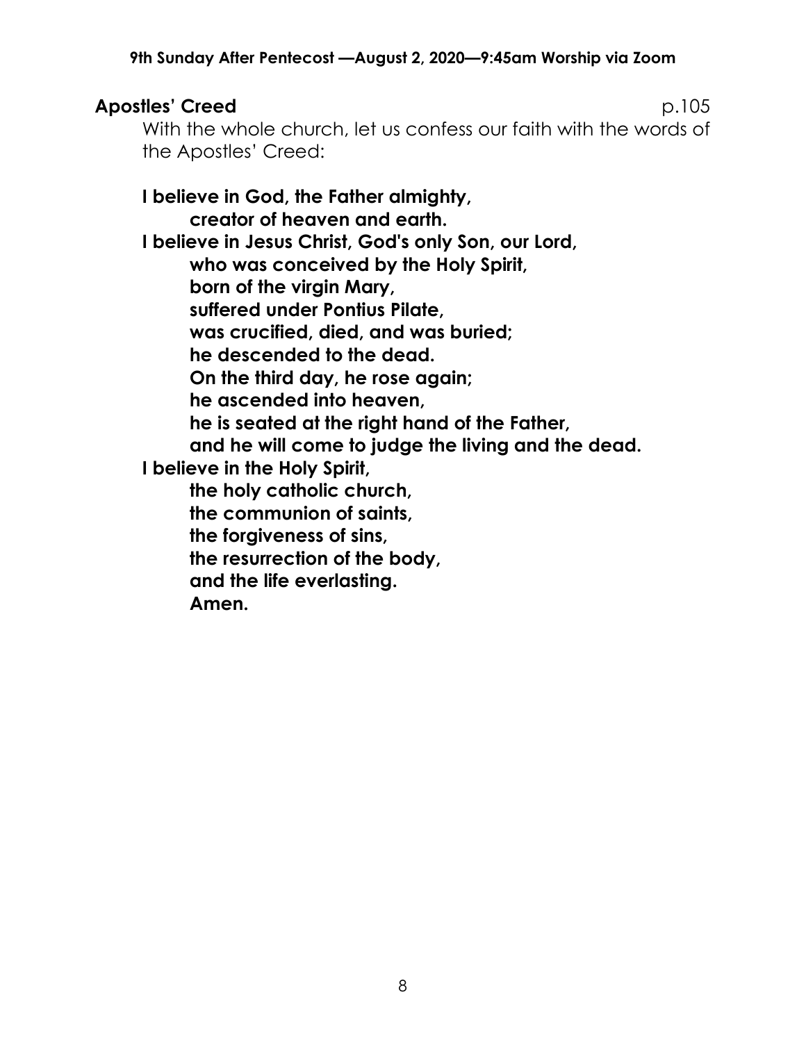**Apostles' Creed** p.105

With the whole church, let us confess our faith with the words of the Apostles' Creed:

**I believe in God, the Father almighty,**
**creator of heaven and earth.**
**I believe in Jesus Christ, God's only Son, our Lord,**
**who was conceived by the Holy Spirit,**
**born of the virgin Mary,**
**suffered under Pontius Pilate,**
**was crucified, died, and was buried;**
**he descended to the dead.**
**On the third day, he rose again;**
**he ascended into heaven,**
**he is seated at the right hand of the Father,**
**and he will come to judge the living and the dead.**
**I believe in the Holy Spirit,**
**the holy catholic church,**
**the communion of saints,**
**the forgiveness of sins,**
**the resurrection of the body,**
**and the life everlasting.**
**Amen.**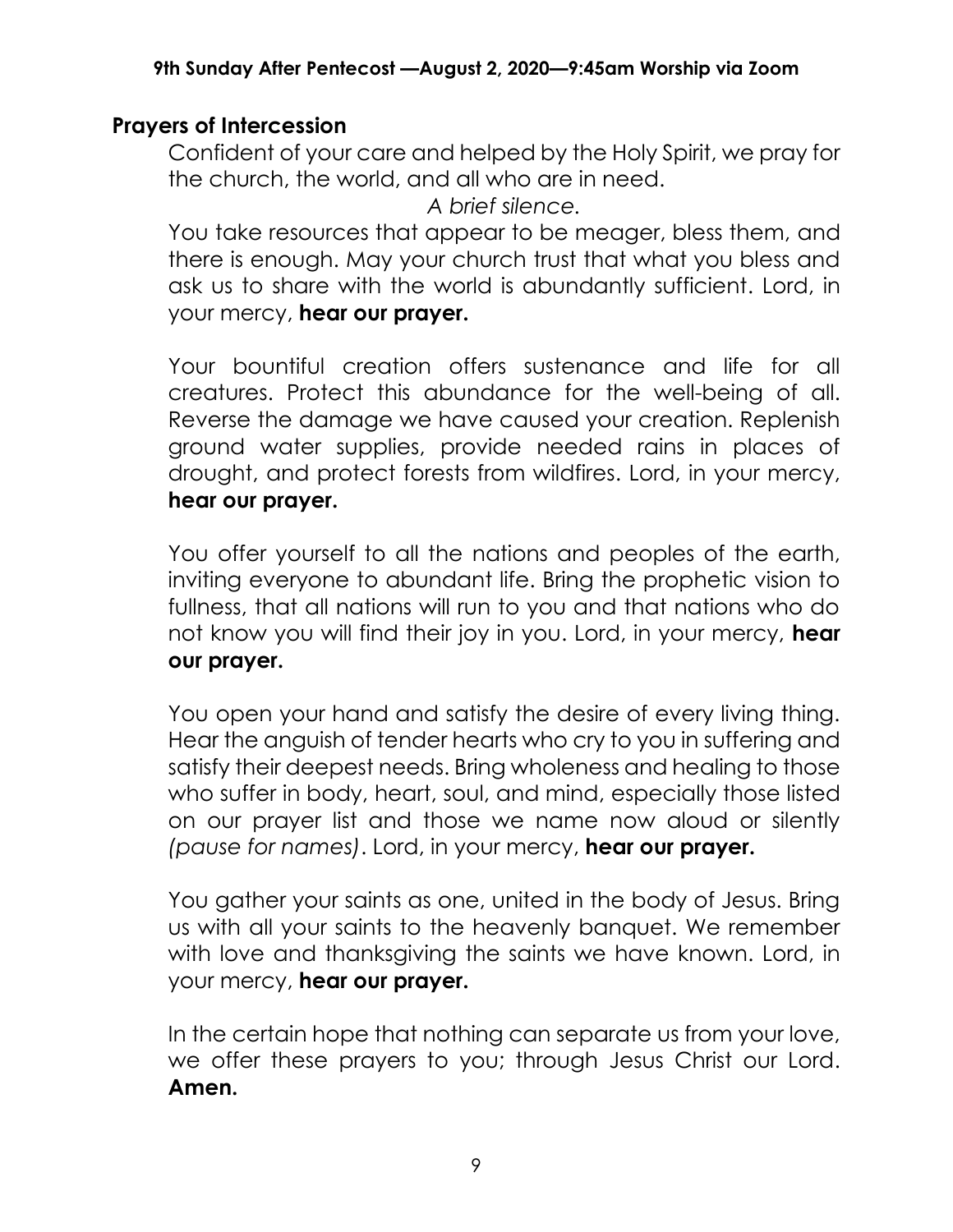## Prayers of Intercession

Confident of your care and helped by the Holy Spirit, we pray for the church, the world, and all who are in need.

*A brief silence.*

You take resources that appear to be meager, bless them, and there is enough. May your church trust that what you bless and ask us to share with the world is abundantly sufficient. Lord, in your mercy, **hear our prayer.**

Your bountiful creation offers sustenance and life for all creatures. Protect this abundance for the well-being of all. Reverse the damage we have caused your creation. Replenish ground water supplies, provide needed rains in places of drought, and protect forests from wildfires. Lord, in your mercy, **hear our prayer.**

You offer yourself to all the nations and peoples of the earth, inviting everyone to abundant life. Bring the prophetic vision to fullness, that all nations will run to you and that nations who do not know you will find their joy in you. Lord, in your mercy, **hear our prayer.**

You open your hand and satisfy the desire of every living thing. Hear the anguish of tender hearts who cry to you in suffering and satisfy their deepest needs. Bring wholeness and healing to those who suffer in body, heart, soul, and mind, especially those listed on our prayer list and those we name now aloud or silently *(pause for names)*. Lord, in your mercy, **hear our prayer.**

You gather your saints as one, united in the body of Jesus. Bring us with all your saints to the heavenly banquet. We remember with love and thanksgiving the saints we have known. Lord, in your mercy, **hear our prayer.**

In the certain hope that nothing can separate us from your love, we offer these prayers to you; through Jesus Christ our Lord. **Amen.**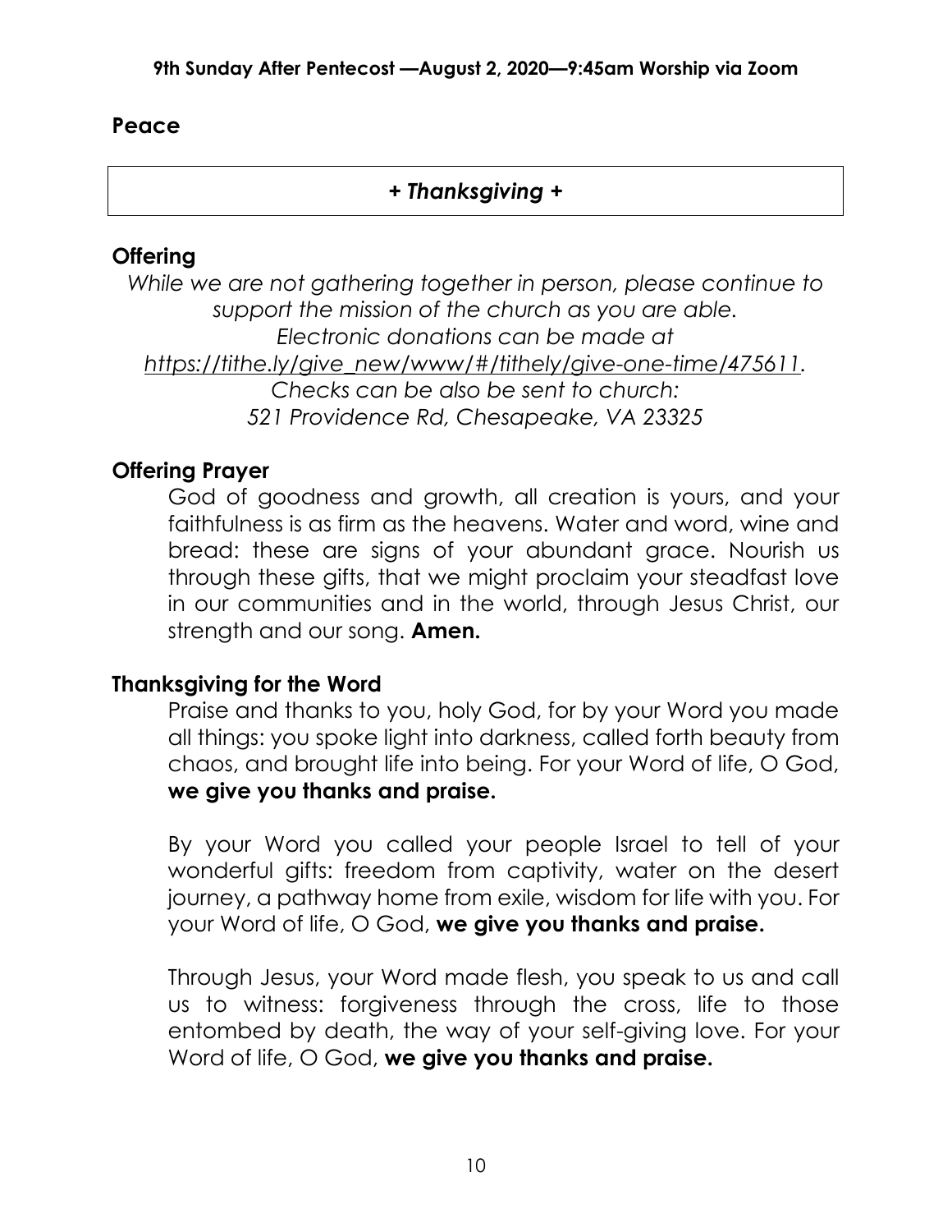## Peace

## *+ Thanksgiving +*

### Offering

*While we are not gathering together in person, please continue to support the mission of the church as you are able. Electronic donations can be made at https://tithe.ly/give_new/www/#/tithely/give-one-time/475611. Checks can be also be sent to church: 521 Providence Rd, Chesapeake, VA 23325*

### Offering Prayer

God of goodness and growth, all creation is yours, and your faithfulness is as firm as the heavens. Water and word, wine and bread: these are signs of your abundant grace. Nourish us through these gifts, that we might proclaim your steadfast love in our communities and in the world, through Jesus Christ, our strength and our song. **Amen.**

### Thanksgiving for the Word

Praise and thanks to you, holy God, for by your Word you made all things: you spoke light into darkness, called forth beauty from chaos, and brought life into being. For your Word of life, O God, **we give you thanks and praise.**

By your Word you called your people Israel to tell of your wonderful gifts: freedom from captivity, water on the desert journey, a pathway home from exile, wisdom for life with you. For your Word of life, O God, **we give you thanks and praise.**

Through Jesus, your Word made flesh, you speak to us and call us to witness: forgiveness through the cross, life to those entombed by death, the way of your self-giving love. For your Word of life, O God, **we give you thanks and praise.**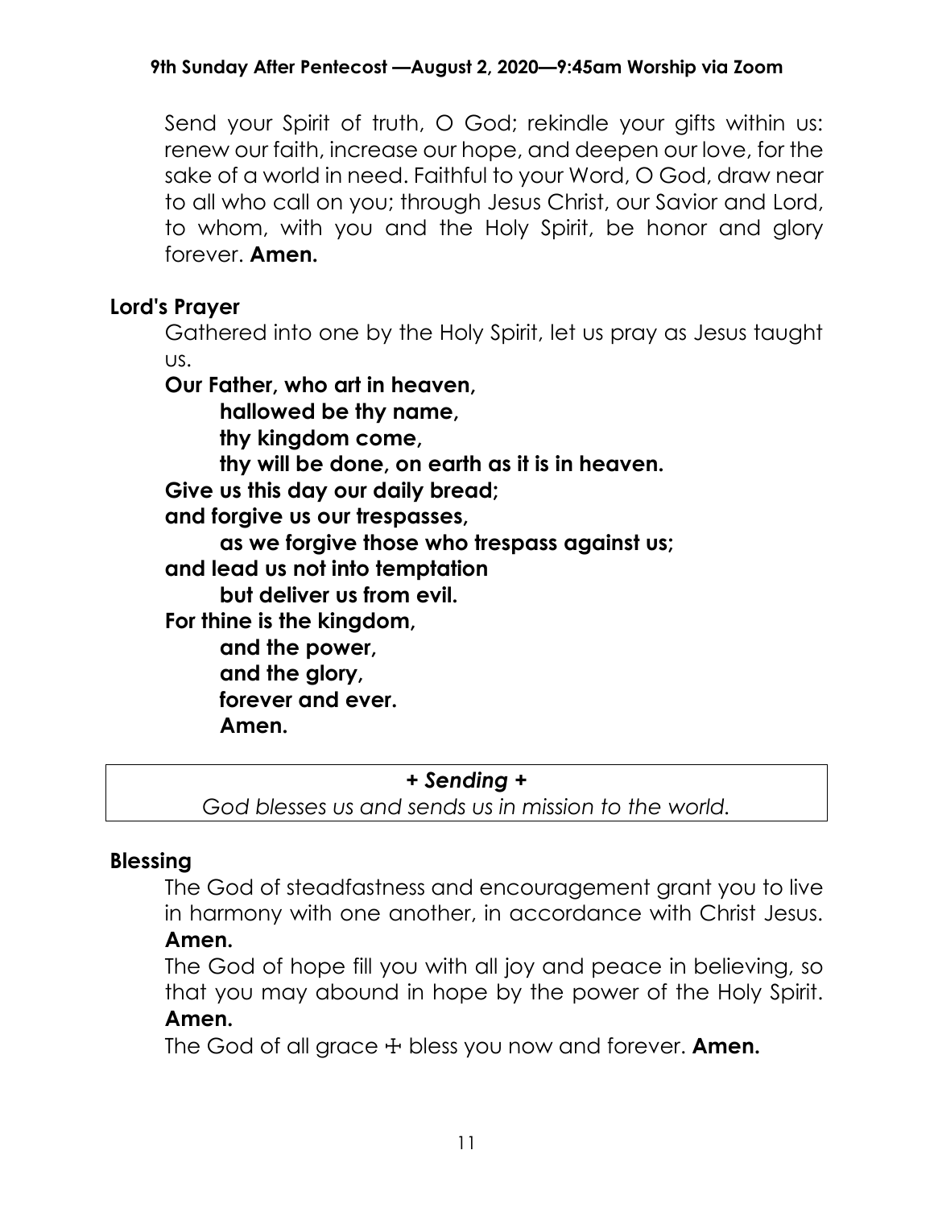Send your Spirit of truth, O God; rekindle your gifts within us: renew our faith, increase our hope, and deepen our love, for the sake of a world in need. Faithful to your Word, O God, draw near to all who call on you; through Jesus Christ, our Savior and Lord, to whom, with you and the Holy Spirit, be honor and glory forever. **Amen.**

## Lord's Prayer

Gathered into one by the Holy Spirit, let us pray as Jesus taught us.

**Our Father, who art in heaven,**
**hallowed be thy name,**
**thy kingdom come,**
**thy will be done, on earth as it is in heaven.**
**Give us this day our daily bread;**
**and forgive us our trespasses,**
**as we forgive those who trespass against us;**
**and lead us not into temptation**
**but deliver us from evil.**
**For thine is the kingdom,**
**and the power,**
**and the glory,**
**forever and ever.**
**Amen.**

***+ Sending +***

*God blesses us and sends us in mission to the world.*

## Blessing

The God of steadfastness and encouragement grant you to live in harmony with one another, in accordance with Christ Jesus. **Amen.**

The God of hope fill you with all joy and peace in believing, so that you may abound in hope by the power of the Holy Spirit. **Amen.**

The God of all grace ☩ bless you now and forever. **Amen.**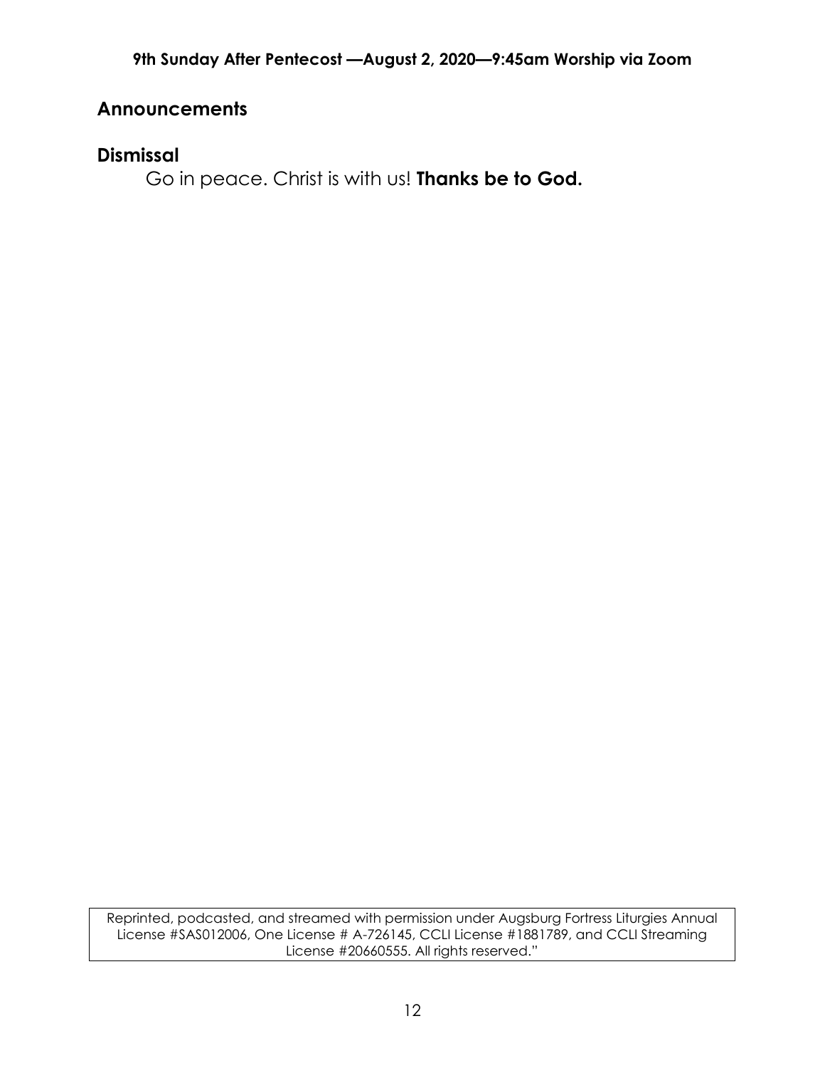## Announcements

## Dismissal

Go in peace. Christ is with us! **Thanks be to God.**

Reprinted, podcasted, and streamed with permission under Augsburg Fortress Liturgies Annual License #SAS012006, One License # A-726145, CCLI License #1881789, and CCLI Streaming License #20660555. All rights reserved."